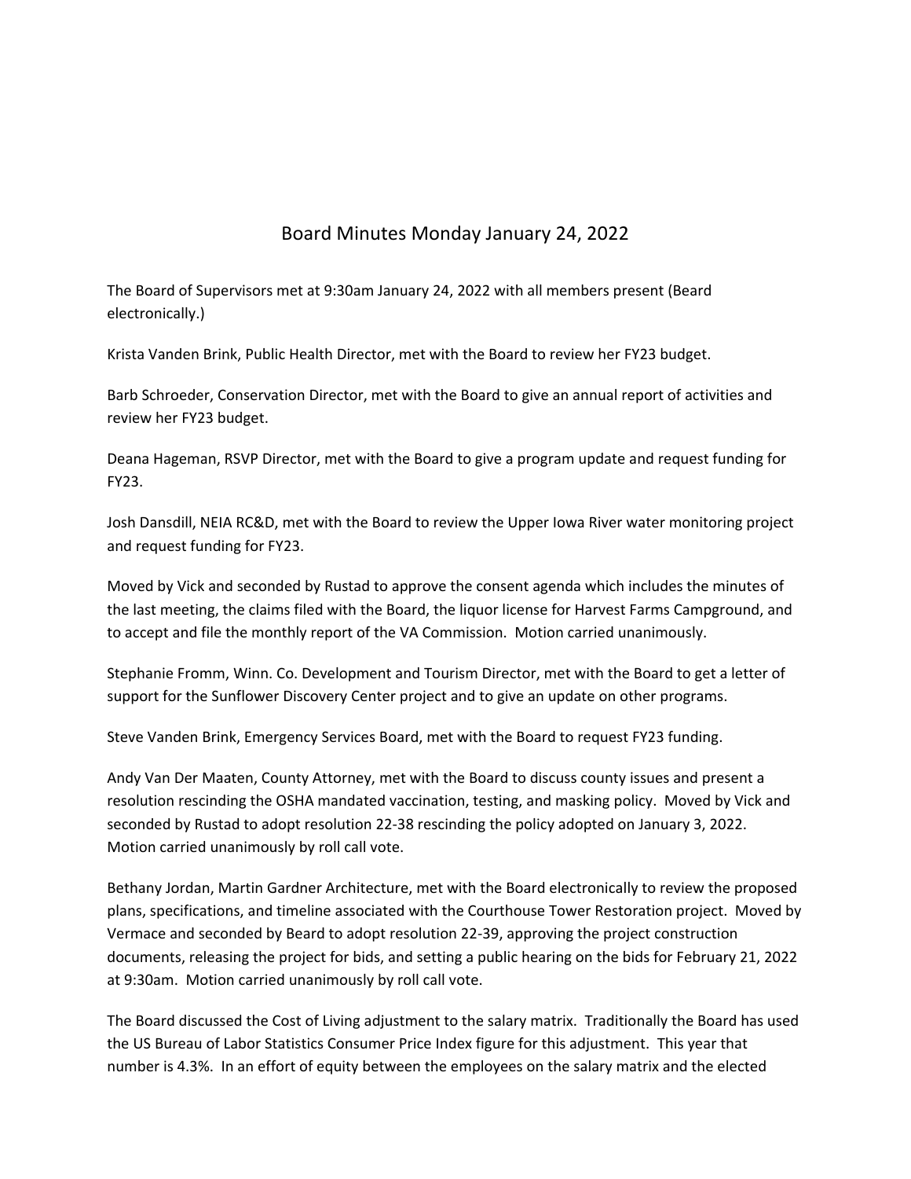# Board Minutes Monday January 24, 2022

The Board of Supervisors met at 9:30am January 24, 2022 with all members present (Beard electronically.)

Krista Vanden Brink, Public Health Director, met with the Board to review her FY23 budget.

Barb Schroeder, Conservation Director, met with the Board to give an annual report of activities and review her FY23 budget.

Deana Hageman, RSVP Director, met with the Board to give a program update and request funding for FY23.

Josh Dansdill, NEIA RC&D, met with the Board to review the Upper Iowa River water monitoring project and request funding for FY23.

Moved by Vick and seconded by Rustad to approve the consent agenda which includes the minutes of the last meeting, the claims filed with the Board, the liquor license for Harvest Farms Campground, and to accept and file the monthly report of the VA Commission. Motion carried unanimously.

Stephanie Fromm, Winn. Co. Development and Tourism Director, met with the Board to get a letter of support for the Sunflower Discovery Center project and to give an update on other programs.

Steve Vanden Brink, Emergency Services Board, met with the Board to request FY23 funding.

Andy Van Der Maaten, County Attorney, met with the Board to discuss county issues and present a resolution rescinding the OSHA mandated vaccination, testing, and masking policy. Moved by Vick and seconded by Rustad to adopt resolution 22-38 rescinding the policy adopted on January 3, 2022. Motion carried unanimously by roll call vote.

Bethany Jordan, Martin Gardner Architecture, met with the Board electronically to review the proposed plans, specifications, and timeline associated with the Courthouse Tower Restoration project. Moved by Vermace and seconded by Beard to adopt resolution 22-39, approving the project construction documents, releasing the project for bids, and setting a public hearing on the bids for February 21, 2022 at 9:30am. Motion carried unanimously by roll call vote.

The Board discussed the Cost of Living adjustment to the salary matrix. Traditionally the Board has used the US Bureau of Labor Statistics Consumer Price Index figure for this adjustment. This year that number is 4.3%. In an effort of equity between the employees on the salary matrix and the elected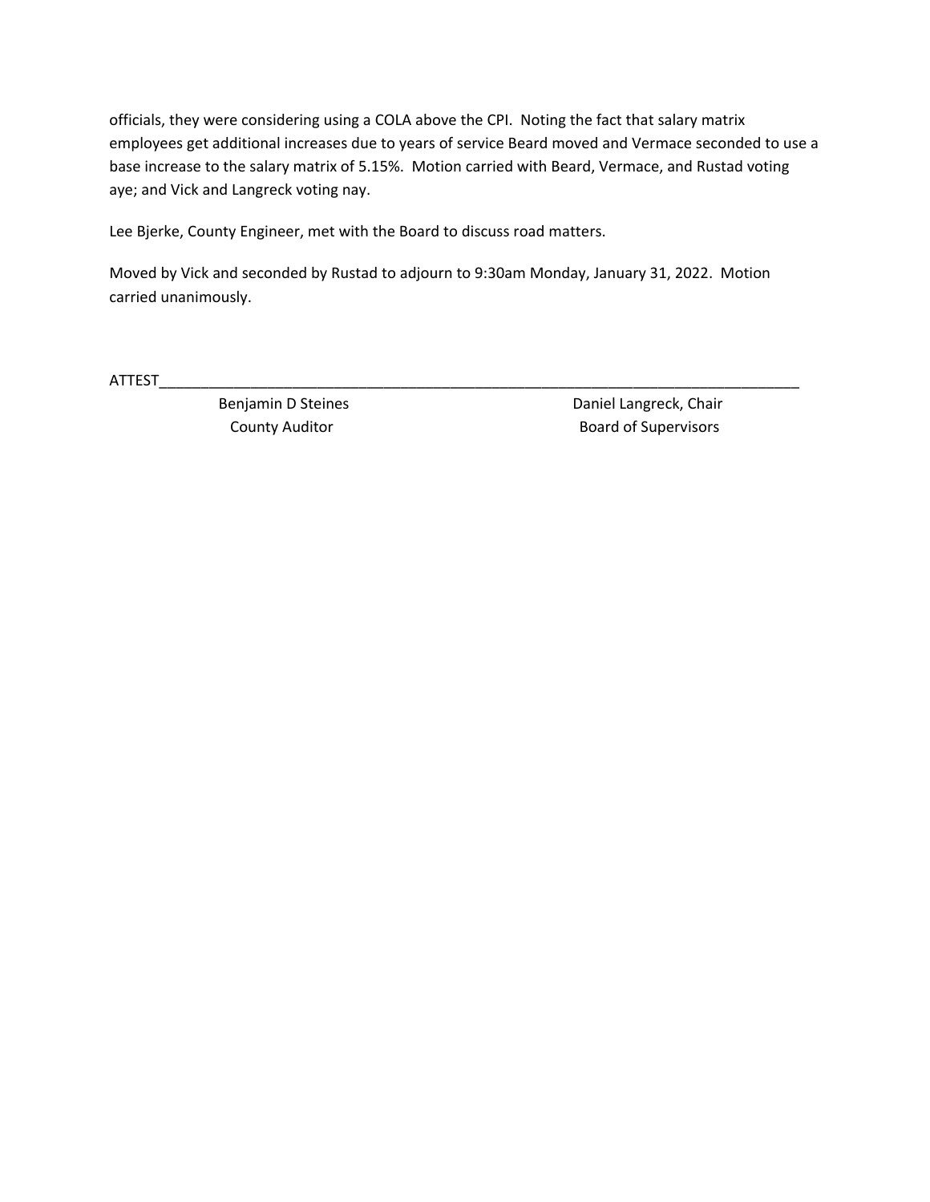officials, they were considering using a COLA above the CPI. Noting the fact that salary matrix employees get additional increases due to years of service Beard moved and Vermace seconded to use a base increase to the salary matrix of 5.15%. Motion carried with Beard, Vermace, and Rustad voting aye; and Vick and Langreck voting nay.

Lee Bjerke, County Engineer, met with the Board to discuss road matters.

Moved by Vick and seconded by Rustad to adjourn to 9:30am Monday, January 31, 2022. Motion carried unanimously.

ATTEST_______________________________________________________________________________

Benjamin D Steines
County Auditor

Daniel Langreck, Chair
Board of Supervisors